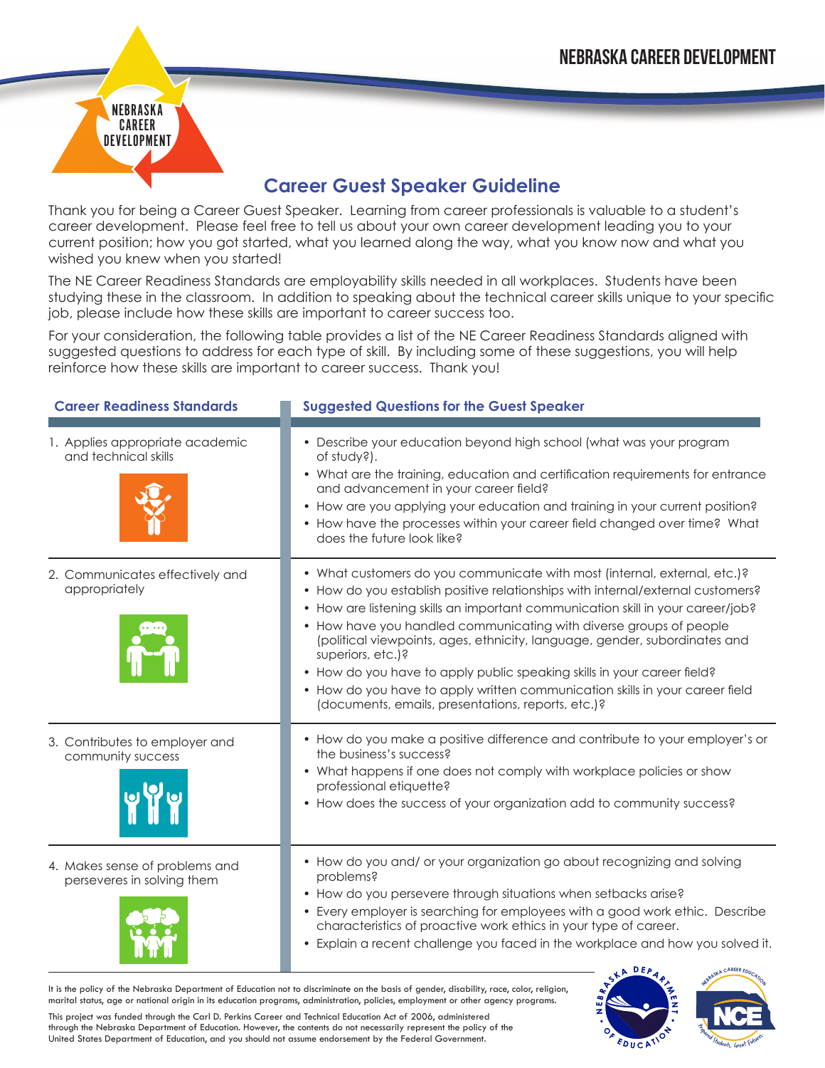# Career Guest Speaker Guideline

Thank you for being a Career Guest Speaker. Learning from career professionals is valuable to a student's career development. Please feel free to tell us about your own career development leading you to your current position; how you got started, what you learned along the way, what you know now and what you wished you knew when you started!

The NE Career Readiness Standards are employability skills needed in all workplaces. Students have been studying these in the classroom. In addition to speaking about the technical career skills unique to your specific job, please include how these skills are important to career success too.

For your consideration, the following table provides a list of the NE Career Readiness Standards aligned with suggested questions to address for each type of skill. By including some of these suggestions, you will help reinforce how these skills are important to career success. Thank you!

| Career Readiness Standards | Suggested Questions for the Guest Speaker |
|---|---|
| 1. Applies appropriate academic and technical skills | • Describe your education beyond high school (what was your program of study?).<br>• What are the training, education and certification requirements for entrance and advancement in your career field?<br>• How are you applying your education and training in your current position?<br>• How have the processes within your career field changed over time? What does the future look like? |
| 2. Communicates effectively and appropriately | • What customers do you communicate with most (internal, external, etc.)?<br>• How do you establish positive relationships with internal/external customers?<br>• How are listening skills an important communication skill in your career/job?<br>• How have you handled communicating with diverse groups of people (political viewpoints, ages, ethnicity, language, gender, subordinates and superiors, etc.)?<br>• How do you have to apply public speaking skills in your career field?<br>• How do you have to apply written communication skills in your career field (documents, emails, presentations, reports, etc.)? |
| 3. Contributes to employer and community success | • How do you make a positive difference and contribute to your employer's or the business's success?<br>• What happens if one does not comply with workplace policies or show professional etiquette?<br>• How does the success of your organization add to community success? |
| 4. Makes sense of problems and perseveres in solving them | • How do you and/ or your organization go about recognizing and solving problems?<br>• How do you persevere through situations when setbacks arise?<br>• Every employer is searching for employees with a good work ethic. Describe characteristics of proactive work ethics in your type of career.<br>• Explain a recent challenge you faced in the workplace and how you solved it. |

It is the policy of the Nebraska Department of Education not to discriminate on the basis of gender, disability, race, color, religion, marital status, age or national origin in its education programs, administration, policies, employment or other agency programs.

This project was funded through the Carl D. Perkins Career and Technical Education Act of 2006, administered through the Nebraska Department of Education. However, the contents do not necessarily represent the policy of the United States Department of Education, and you should not assume endorsement by the Federal Government.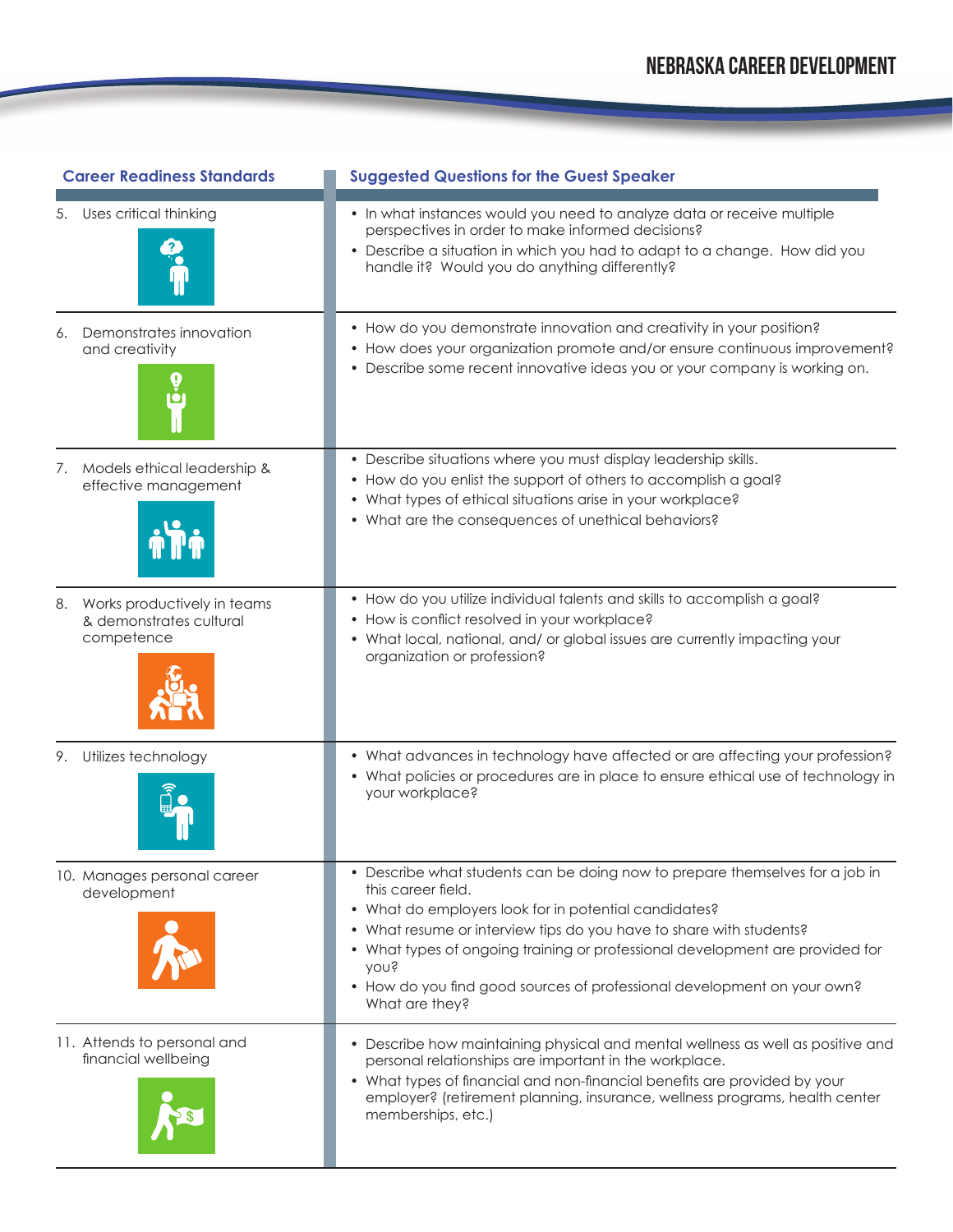| Career Readiness Standards | Suggested Questions for the Guest Speaker |
|---|---|
| 5. Uses critical thinking | • In what instances would you need to analyze data or receive multiple perspectives in order to make informed decisions?<br>• Describe a situation in which you had to adapt to a change. How did you handle it? Would you do anything differently? |
| 6. Demonstrates innovation and creativity | • How do you demonstrate innovation and creativity in your position?<br>• How does your organization promote and/or ensure continuous improvement?<br>• Describe some recent innovative ideas you or your company is working on. |
| 7. Models ethical leadership & effective management | • Describe situations where you must display leadership skills.<br>• How do you enlist the support of others to accomplish a goal?<br>• What types of ethical situations arise in your workplace?<br>• What are the consequences of unethical behaviors? |
| 8. Works productively in teams & demonstrates cultural competence | • How do you utilize individual talents and skills to accomplish a goal?<br>• How is conflict resolved in your workplace?<br>• What local, national, and/ or global issues are currently impacting your organization or profession? |
| 9. Utilizes technology | • What advances in technology have affected or are affecting your profession?<br>• What policies or procedures are in place to ensure ethical use of technology in your workplace? |
| 10. Manages personal career development | • Describe what students can be doing now to prepare themselves for a job in this career field.<br>• What do employers look for in potential candidates?<br>• What resume or interview tips do you have to share with students?<br>• What types of ongoing training or professional development are provided for you?<br>• How do you find good sources of professional development on your own? What are they? |
| 11. Attends to personal and financial wellbeing | • Describe how maintaining physical and mental wellness as well as positive and personal relationships are important in the workplace.<br>• What types of financial and non-financial benefits are provided by your employer? (retirement planning, insurance, wellness programs, health center memberships, etc.) |